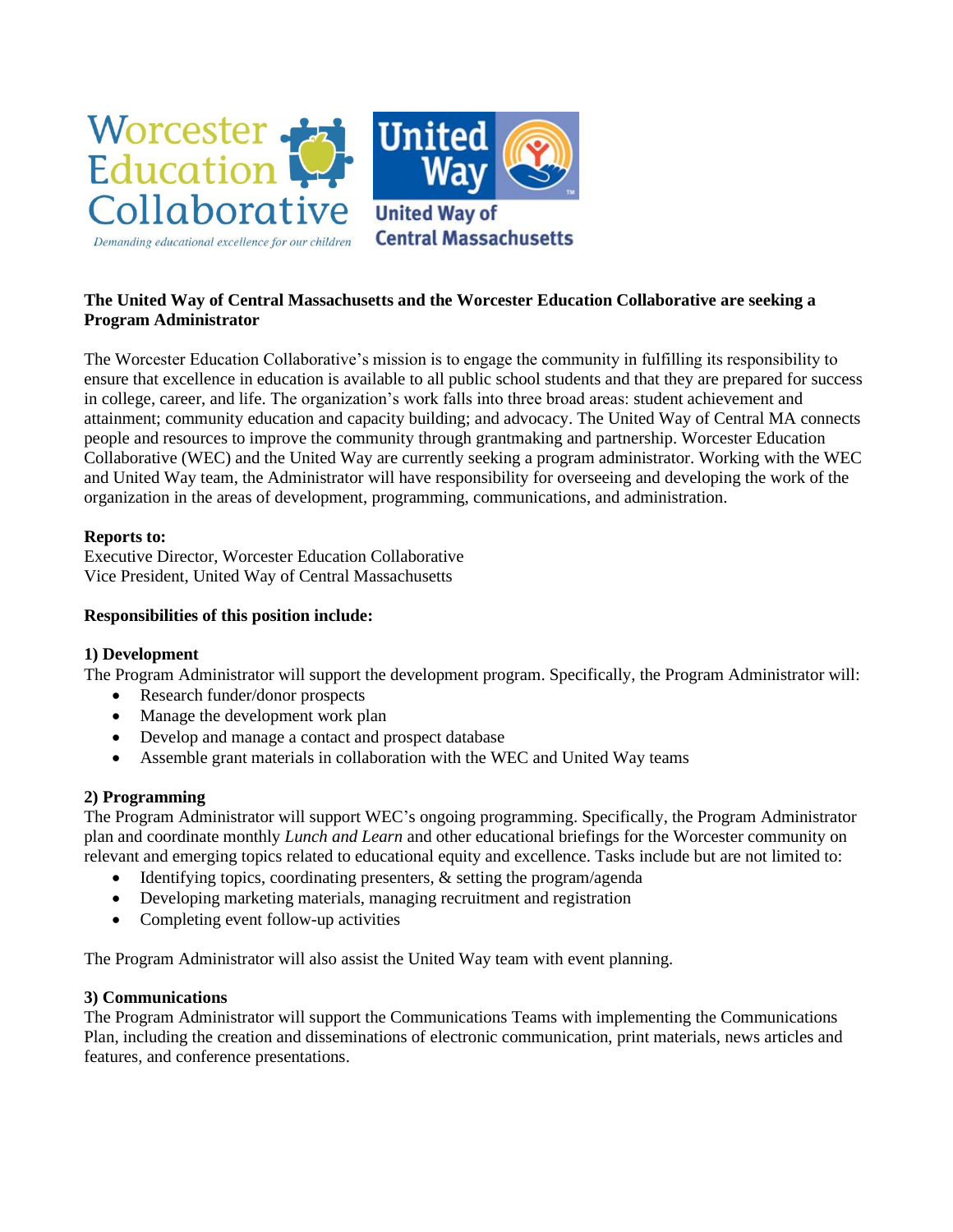Worcester Education Collaborative

*Demanding educational excellence for our children*

United Way

United Way of Central Massachusetts

**The United Way of Central Massachusetts and the Worcester Education Collaborative are seeking a Program Administrator**

The Worcester Education Collaborative's mission is to engage the community in fulfilling its responsibility to ensure that excellence in education is available to all public school students and that they are prepared for success in college, career, and life. The organization's work falls into three broad areas: student achievement and attainment; community education and capacity building; and advocacy. The United Way of Central MA connects people and resources to improve the community through grantmaking and partnership. Worcester Education Collaborative (WEC) and the United Way are currently seeking a program administrator. Working with the WEC and United Way team, the Administrator will have responsibility for overseeing and developing the work of the organization in the areas of development, programming, communications, and administration.

**Reports to:**
Executive Director, Worcester Education Collaborative
Vice President, United Way of Central Massachusetts

**Responsibilities of this position include:**

**1) Development**
The Program Administrator will support the development program. Specifically, the Program Administrator will:

- Research funder/donor prospects
- Manage the development work plan
- Develop and manage a contact and prospect database
- Assemble grant materials in collaboration with the WEC and United Way teams

**2) Programming**
The Program Administrator will support WEC's ongoing programming. Specifically, the Program Administrator plan and coordinate monthly *Lunch and Learn* and other educational briefings for the Worcester community on relevant and emerging topics related to educational equity and excellence. Tasks include but are not limited to:

- Identifying topics, coordinating presenters, & setting the program/agenda
- Developing marketing materials, managing recruitment and registration
- Completing event follow-up activities

The Program Administrator will also assist the United Way team with event planning.

**3) Communications**
The Program Administrator will support the Communications Teams with implementing the Communications Plan, including the creation and disseminations of electronic communication, print materials, news articles and features, and conference presentations.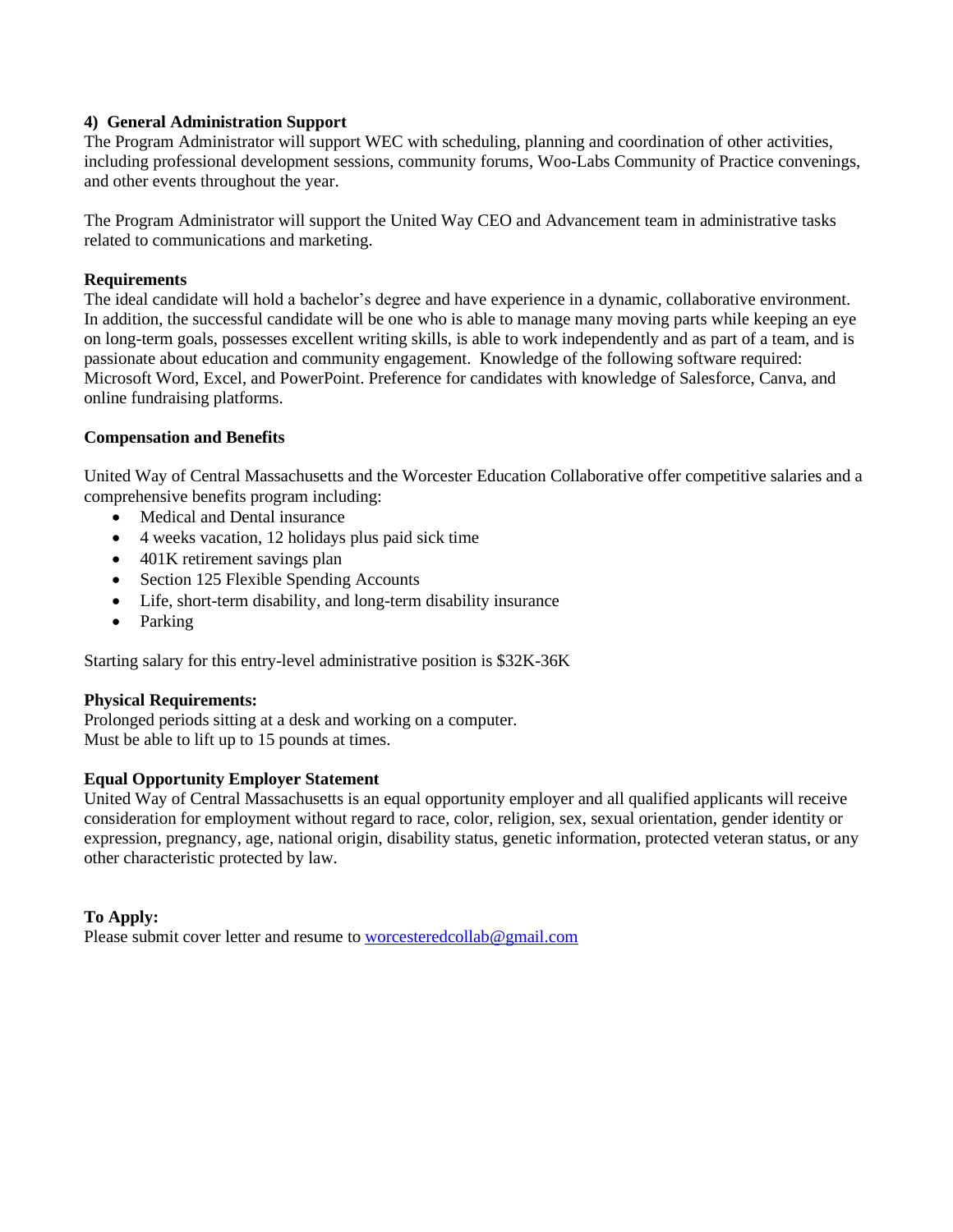**4) General Administration Support**

The Program Administrator will support WEC with scheduling, planning and coordination of other activities, including professional development sessions, community forums, Woo-Labs Community of Practice convenings, and other events throughout the year.

The Program Administrator will support the United Way CEO and Advancement team in administrative tasks related to communications and marketing.

**Requirements**

The ideal candidate will hold a bachelor's degree and have experience in a dynamic, collaborative environment. In addition, the successful candidate will be one who is able to manage many moving parts while keeping an eye on long-term goals, possesses excellent writing skills, is able to work independently and as part of a team, and is passionate about education and community engagement. Knowledge of the following software required: Microsoft Word, Excel, and PowerPoint. Preference for candidates with knowledge of Salesforce, Canva, and online fundraising platforms.

**Compensation and Benefits**

United Way of Central Massachusetts and the Worcester Education Collaborative offer competitive salaries and a comprehensive benefits program including:

- Medical and Dental insurance
- 4 weeks vacation, 12 holidays plus paid sick time
- 401K retirement savings plan
- Section 125 Flexible Spending Accounts
- Life, short-term disability, and long-term disability insurance
- Parking

Starting salary for this entry-level administrative position is $32K-36K

**Physical Requirements:**

Prolonged periods sitting at a desk and working on a computer.
Must be able to lift up to 15 pounds at times.

**Equal Opportunity Employer Statement**

United Way of Central Massachusetts is an equal opportunity employer and all qualified applicants will receive consideration for employment without regard to race, color, religion, sex, sexual orientation, gender identity or expression, pregnancy, age, national origin, disability status, genetic information, protected veteran status, or any other characteristic protected by law.

**To Apply:**

Please submit cover letter and resume to worcesteredcollab@gmail.com